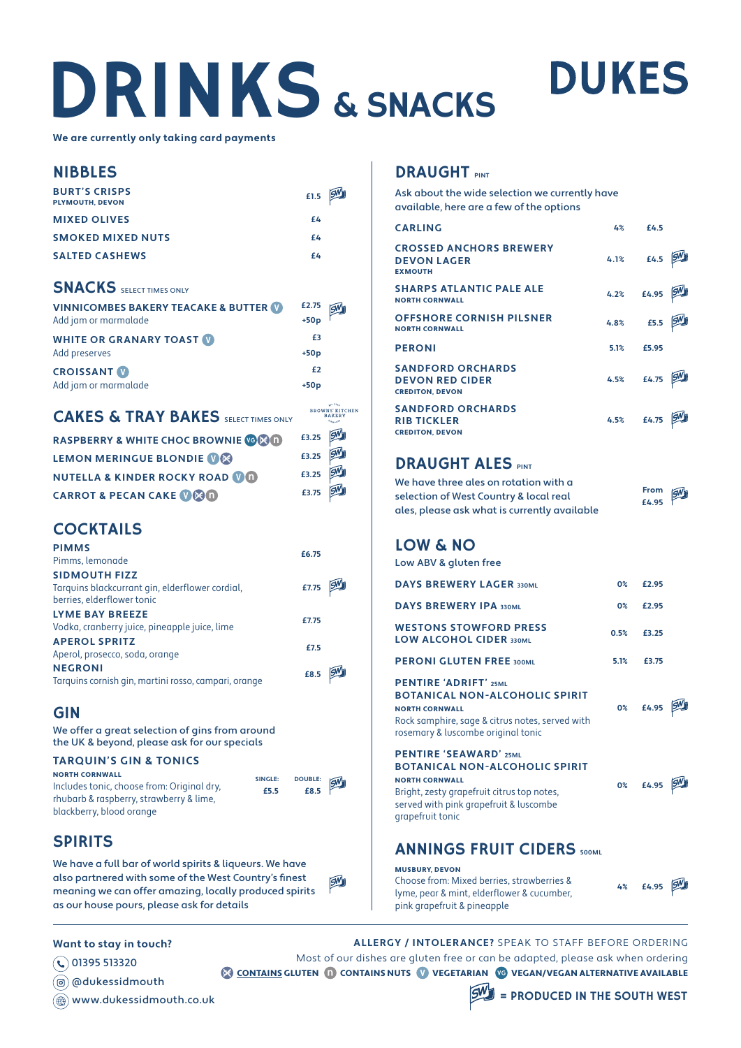# DRINKS & SNACKS

# DUKES

**We are currently only taking card payments**

## NIBBLES

| Item | Price | |
|---|---|---|
| **BURT'S CRISPS** PLYMOUTH, DEVON | £1.5 | SW |
| **MIXED OLIVES** | £4 | |
| **SMOKED MIXED NUTS** | £4 | |
| **SALTED CASHEWS** | £4 | |

## SNACKS SELECT TIMES ONLY

| Item | Price | |
|---|---|---|
| **VINNICOMBES BAKERY TEACAKE & BUTTER** (V) Add jam or marmalade | £2.75 +50p | SW |
| **WHITE OR GRANARY TOAST** (V) Add preserves | £3 +50p | |
| **CROISSANT** (V) Add jam or marmalade | £2 +50p | |

## CAKES & TRAY BAKES SELECT TIMES ONLY

BROWNS' KITCHEN BAKERY

| Item | Price | |
|---|---|---|
| **RASPBERRY & WHITE CHOC BROWNIE** (VG) (G) (N) | £3.25 | SW |
| **LEMON MERINGUE BLONDIE** (V) (G) | £3.25 | SW |
| **NUTELLA & KINDER ROCKY ROAD** (V) (N) | £3.25 | SW |
| **CARROT & PECAN CAKE** (V) (G) (N) | £3.75 | SW |

## COCKTAILS

| Item | Price | |
|---|---|---|
| **PIMMS** Pimms, lemonade | £6.75 | |
| **SIDMOUTH FIZZ** Tarquins blackcurrant gin, elderflower cordial, berries, elderflower tonic | £7.75 | SW |
| **LYME BAY BREEZE** Vodka, cranberry juice, pineapple juice, lime | £7.75 | |
| **APEROL SPRITZ** Aperol, prosecco, soda, orange | £7.5 | |
| **NEGRONI** Tarquins cornish gin, martini rosso, campari, orange | £8.5 | SW |

## GIN

We offer a great selection of gins from around the UK & beyond, please ask for our specials

**TARQUIN'S GIN & TONICS**
NORTH CORNWALL
Includes tonic, choose from: Original dry, rhubarb & raspberry, strawberry & lime, blackberry, blood orange

SINGLE: £5.5 | DOUBLE: £8.5 | SW

## SPIRITS

We have a full bar of world spirits & liqueurs. We have also partnered with some of the West Country's finest meaning we can offer amazing, locally produced spirits as our house pours, please ask for details (SW)

## DRAUGHT PINT

Ask about the wide selection we currently have available, here are a few of the options

| Item | ABV | Price | |
|---|---|---|---|
| **CARLING** | 4% | £4.5 | |
| **CROSSED ANCHORS BREWERY DEVON LAGER** EXMOUTH | 4.1% | £4.5 | SW |
| **SHARPS ATLANTIC PALE ALE** NORTH CORNWALL | 4.2% | £4.95 | SW |
| **OFFSHORE CORNISH PILSNER** NORTH CORNWALL | 4.8% | £5.5 | SW |
| **PERONI** | 5.1% | £5.95 | |
| **SANDFORD ORCHARDS DEVON RED CIDER** CREDITON, DEVON | 4.5% | £4.75 | SW |
| **SANDFORD ORCHARDS RIB TICKLER** CREDITON, DEVON | 4.5% | £4.75 | SW |

## DRAUGHT ALES PINT

We have three ales on rotation with a selection of West Country & local real ales, please ask what is currently available — From £4.95 (SW)

## LOW & NO

Low ABV & gluten free

| Item | ABV | Price | |
|---|---|---|---|
| **DAYS BREWERY LAGER** 330ML | 0% | £2.95 | |
| **DAYS BREWERY IPA** 330ML | 0% | £2.95 | |
| **WESTONS STOWFORD PRESS LOW ALCOHOL CIDER** 330ML | 0.5% | £3.25 | |
| **PERONI GLUTEN FREE** 300ML | 5.1% | £3.75 | |
| **PENTIRE 'ADRIFT'** 25ML **BOTANICAL NON-ALCOHOLIC SPIRIT** NORTH CORNWALL — Rock samphire, sage & citrus notes, served with rosemary & luscombe original tonic | 0% | £4.95 | SW |
| **PENTIRE 'SEAWARD'** 25ML **BOTANICAL NON-ALCOHOLIC SPIRIT** NORTH CORNWALL — Bright, zesty grapefruit citrus top notes, served with pink grapefruit & luscombe grapefruit tonic | 0% | £4.95 | SW |

## ANNINGS FRUIT CIDERS 500ML

MUSBURY, DEVON
Choose from: Mixed berries, strawberries & lyme, pear & mint, elderflower & cucumber, pink grapefruit & pineapple — 4% | £4.95 | SW

---

**Want to stay in touch?**
01395 513320
@dukessidmouth
www.dukessidmouth.co.uk

**ALLERGY / INTOLERANCE?** SPEAK TO STAFF BEFORE ORDERING
Most of our dishes are gluten free or can be adapted, please ask when ordering

(G) **CONTAINS GLUTEN** (N) **CONTAINS NUTS** (V) **VEGETARIAN** (VG) **VEGAN/VEGAN ALTERNATIVE AVAILABLE**

SW = **PRODUCED IN THE SOUTH WEST**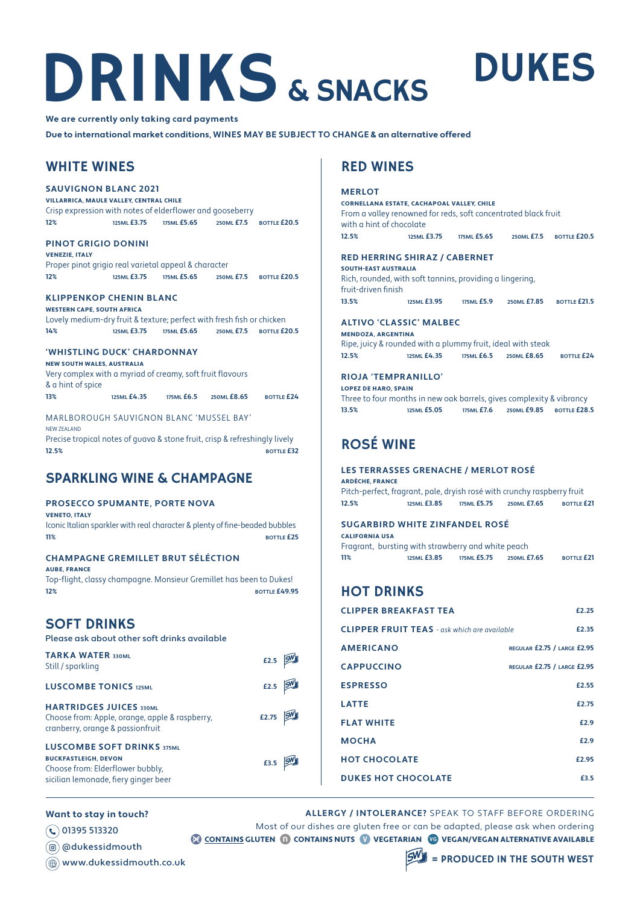# DRINKS & SNACKS

# DUKES

**We are currently only taking card payments**

**Due to international market conditions, WINES MAY BE SUBJECT TO CHANGE & an alternative offered**

## WHITE WINES

### SAUVIGNON BLANC 2021
**VILLARRICA, MAULE VALLEY, CENTRAL CHILE**
Crisp expression with notes of elderflower and gooseberry
**12%** — 125ML £3.75 | 175ML £5.65 | 250ML £7.5 | BOTTLE £20.5

### PINOT GRIGIO DONINI
**VENEZIE, ITALY**
Proper pinot grigio real varietal appeal & character
**12%** — 125ML £3.75 | 175ML £5.65 | 250ML £7.5 | BOTTLE £20.5

### KLIPPENKOP CHENIN BLANC
**WESTERN CAPE, SOUTH AFRICA**
Lovely medium-dry fruit & texture; perfect with fresh fish or chicken
**14%** — 125ML £3.75 | 175ML £5.65 | 250ML £7.5 | BOTTLE £20.5

### 'WHISTLING DUCK' CHARDONNAY
**NEW SOUTH WALES, AUSTRALIA**
Very complex with a myriad of creamy, soft fruit flavours & a hint of spice
**13%** — 125ML £4.35 | 175ML £6.5 | 250ML £8.65 | BOTTLE £24

### MARLBOROUGH SAUVIGNON BLANC 'MUSSEL BAY'
NEW ZEALAND
Precise tropical notes of guava & stone fruit, crisp & refreshingly lively
**12.5%** — BOTTLE £32

## SPARKLING WINE & CHAMPAGNE

### PROSECCO SPUMANTE, PORTE NOVA
**VENETO, ITALY**
Iconic Italian sparkler with real character & plenty of fine-beaded bubbles
**11%** — BOTTLE £25

### CHAMPAGNE GREMILLET BRUT SÉLÉCTION
**AUBE, FRANCE**
Top-flight, classy champagne. Monsieur Gremillet has been to Dukes!
**12%** — BOTTLE £49.95

## SOFT DRINKS

Please ask about other soft drinks available

**TARKA WATER** 330ML
Still / sparkling — £2.5 (SW)

**LUSCOMBE TONICS** 125ML — £2.5 (SW)

**HARTRIDGES JUICES** 330ML
Choose from: Apple, orange, apple & raspberry, cranberry, orange & passionfruit — £2.75 (SW)

**LUSCOMBE SOFT DRINKS** 375ML
**BUCKFASTLEIGH, DEVON**
Choose from: Elderflower bubbly, sicilian lemonade, fiery ginger beer — £3.5 (SW)

## RED WINES

### MERLOT
**CORNELLANA ESTATE, CACHAPOAL VALLEY, CHILE**
From a valley renowned for reds, soft concentrated black fruit with a hint of chocolate
**12.5%** — 125ML £3.75 | 175ML £5.65 | 250ML £7.5 | BOTTLE £20.5

### RED HERRING SHIRAZ / CABERNET
**SOUTH-EAST AUSTRALIA**
Rich, rounded, with soft tannins, providing a lingering, fruit-driven finish
**13.5%** — 125ML £3.95 | 175ML £5.9 | 250ML £7.85 | BOTTLE £21.5

### ALTIVO 'CLASSIC' MALBEC
**MENDOZA, ARGENTINA**
Ripe, juicy & rounded with a plummy fruit, ideal with steak
**12.5%** — 125ML £4.35 | 175ML £6.5 | 250ML £8.65 | BOTTLE £24

### RIOJA 'TEMPRANILLO'
**LOPEZ DE HARO, SPAIN**
Three to four months in new oak barrels, gives complexity & vibrancy
**13.5%** — 125ML £5.05 | 175ML £7.6 | 250ML £9.85 | BOTTLE £28.5

## ROSÉ WINE

### LES TERRASSES GRENACHE / MERLOT ROSÉ
**ARDÈCHE, FRANCE**
Pitch-perfect, fragrant, pale, dryish rosé with crunchy raspberry fruit
**12.5%** — 125ML £3.85 | 175ML £5.75 | 250ML £7.65 | BOTTLE £21

### SUGARBIRD WHITE ZINFANDEL ROSÉ
**CALIFORNIA USA**
Fragrant, bursting with strawberry and white peach
**11%** — 125ML £3.85 | 175ML £5.75 | 250ML £7.65 | BOTTLE £21

## HOT DRINKS

| | |
|---|---|
| CLIPPER BREAKFAST TEA | £2.25 |
| CLIPPER FRUIT TEAS - *ask which are available* | £2.35 |
| AMERICANO | REGULAR £2.75 / LARGE £2.95 |
| CAPPUCCINO | REGULAR £2.75 / LARGE £2.95 |
| ESPRESSO | £2.55 |
| LATTE | £2.75 |
| FLAT WHITE | £2.9 |
| MOCHA | £2.9 |
| HOT CHOCOLATE | £2.95 |
| DUKES HOT CHOCOLATE | £3.5 |

**Want to stay in touch?**

01395 513320

@dukessidmouth

www.dukessidmouth.co.uk

**ALLERGY / INTOLERANCE?** SPEAK TO STAFF BEFORE ORDERING

Most of our dishes are gluten free or can be adapted, please ask when ordering

**CONTAINS GLUTEN** | **CONTAINS NUTS** | **V VEGETARIAN** | **VG VEGAN/VEGAN ALTERNATIVE AVAILABLE**

**SW = PRODUCED IN THE SOUTH WEST**